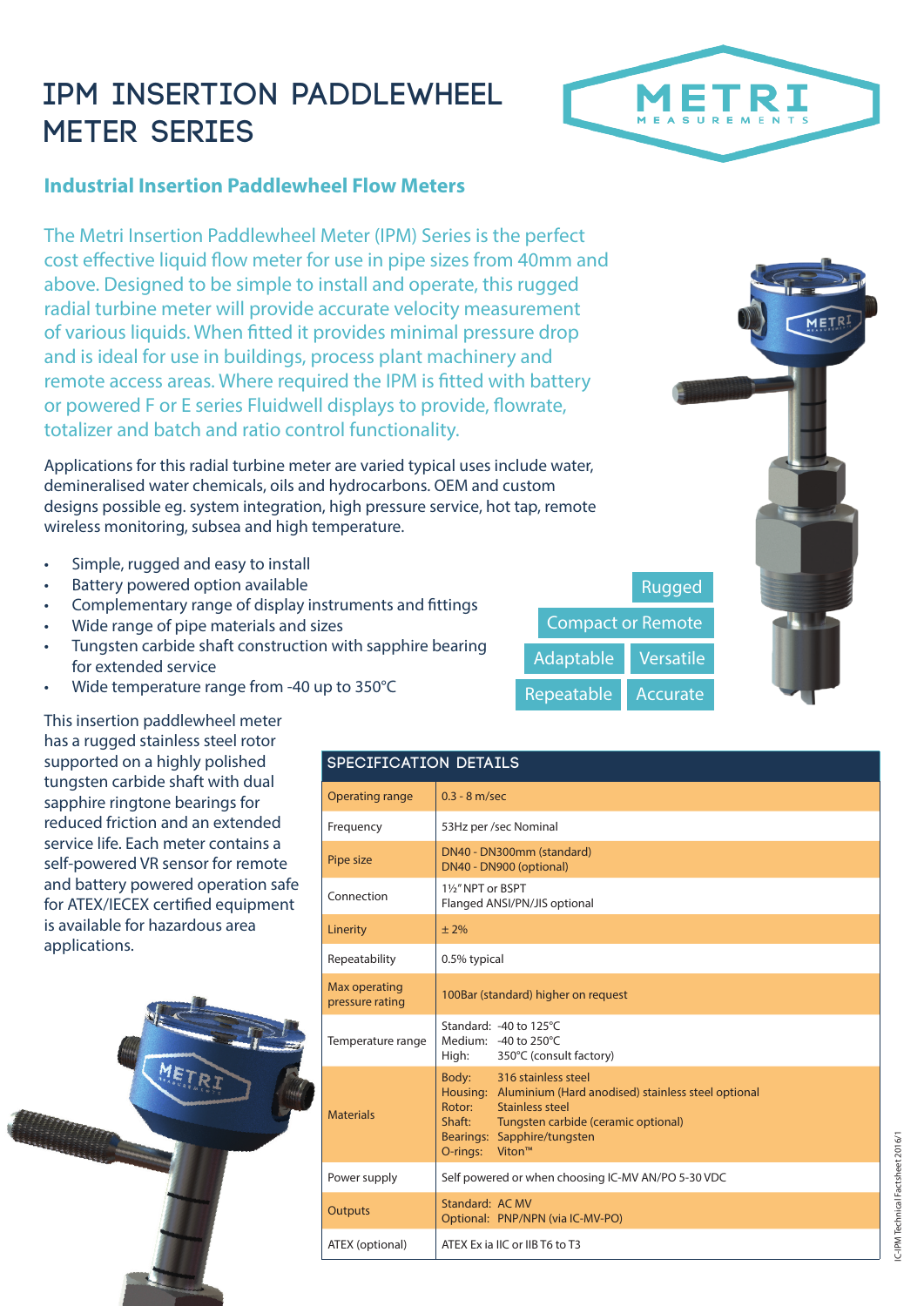# IPM INSERTION PADDLEWHEEL METER SERIES

METRI MEASUREMENTS

## Industrial Insertion Paddlewheel Flow Meters

The Metri Insertion Paddlewheel Meter (IPM) Series is the perfect cost effective liquid flow meter for use in pipe sizes from 40mm and above. Designed to be simple to install and operate, this rugged radial turbine meter will provide accurate velocity measurement of various liquids. When fitted it provides minimal pressure drop and is ideal for use in buildings, process plant machinery and remote access areas. Where required the IPM is fitted with battery or powered F or E series Fluidwell displays to provide, flowrate, totalizer and batch and ratio control functionality.

Applications for this radial turbine meter are varied typical uses include water, demineralised water chemicals, oils and hydrocarbons. OEM and custom designs possible eg. system integration, high pressure service, hot tap, remote wireless monitoring, subsea and high temperature.

- Simple, rugged and easy to install
- Battery powered option available
- Complementary range of display instruments and fittings
- Wide range of pipe materials and sizes
- Tungsten carbide shaft construction with sapphire bearing for extended service
- Wide temperature range from -40 up to 350°C

Rugged | Compact or Remote | Adaptable | Versatile | Repeatable | Accurate

This insertion paddlewheel meter has a rugged stainless steel rotor supported on a highly polished tungsten carbide shaft with dual sapphire ringtone bearings for reduced friction and an extended service life. Each meter contains a self-powered VR sensor for remote and battery powered operation safe for ATEX/IECEX certified equipment is available for hazardous area applications.

| SPECIFICATION DETAILS | |
|---|---|
| Operating range | 0.3 - 8 m/sec |
| Frequency | 53Hz per /sec Nominal |
| Pipe size | DN40 - DN300mm (standard)<br>DN40 - DN900 (optional) |
| Connection | 1½" NPT or BSPT<br>Flanged ANSI/PN/JIS optional |
| Linerity | ± 2% |
| Repeatability | 0.5% typical |
| Max operating pressure rating | 100Bar (standard) higher on request |
| Temperature range | Standard: -40 to 125°C<br>Medium: -40 to 250°C<br>High: 350°C (consult factory) |
| Materials | Body: 316 stainless steel<br>Housing: Aluminium (Hard anodised) stainless steel optional<br>Rotor: Stainless steel<br>Shaft: Tungsten carbide (ceramic optional)<br>Bearings: Sapphire/tungsten<br>O-rings: Viton™ |
| Power supply | Self powered or when choosing IC-MV AN/PO 5-30 VDC |
| Outputs | Standard: AC MV<br>Optional: PNP/NPN (via IC-MV-PO) |
| ATEX (optional) | ATEX Ex ia IIC or IIB T6 to T3 |

IC-IPM Technical Factsheet 2016/1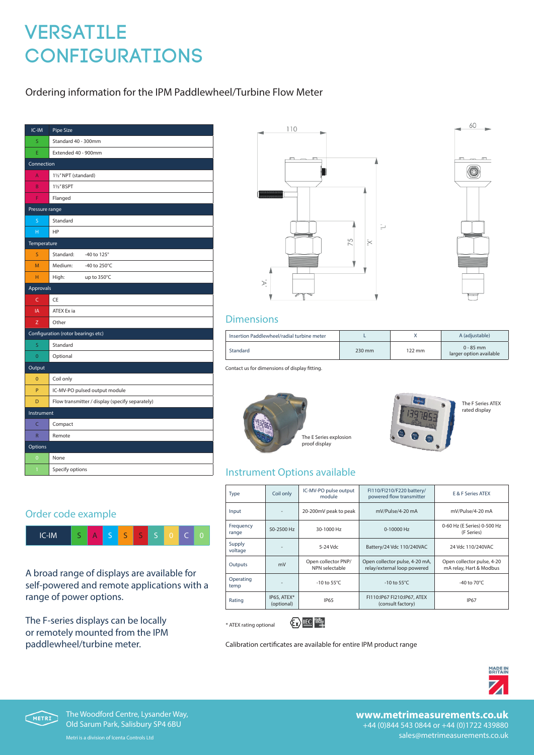# VERSATILE CONFIGURATIONS

Ordering information for the IPM Paddlewheel/Turbine Flow Meter

| IC-IM | Pipe Size |
|---|---|
| S | Standard 40 - 300mm |
| E | Extended 40 - 900mm |
| **Connection** | |
| A | 1½" NPT (standard) |
| B | 1½" BSPT |
| F | Flanged |
| **Pressure range** | |
| S | Standard |
| H | HP |
| **Temperature** | |
| S | Standard: -40 to 125° |
| M | Medium: -40 to 250°C |
| H | High: up to 350°C |
| **Approvals** | |
| C | CE |
| IA | ATEX Ex ia |
| Z | Other |
| **Configuration (rotor bearings etc)** | |
| S | Standard |
| 0 | Optional |
| **Output** | |
| 0 | Coil only |
| P | IC-MV-PO pulsed output module |
| D | Flow transmitter / display (specify separately) |
| **Instrument** | |
| C | Compact |
| R | Remote |
| **Options** | |
| 0 | None |
| 1 | Specify options |

## Order code example

| | | | | | | | | | |
|---|---|---|---|---|---|---|---|---|---|
| IC-IM | S | A | S | S | S | S | 0 | C | 0 |

A broad range of displays are available for self-powered and remote applications with a range of power options.

The F-series displays can be locally or remotely mounted from the IPM paddlewheel/turbine meter.

110

60

75

'X'

'L'

'A'

## Dimensions

| Insertion Paddlewheel/radial turbine meter | L | X | A (adjustable) |
|---|---|---|---|
| Standard | 230 mm | 122 mm | 0 - 85 mm<br>larger option available |

Contact us for dimensions of display fitting.

The E Series explosion proof display

The F Series ATEX rated display

## Instrument Options available

| Type | Coil only | IC-MV-PO pulse output module | FI110/FI210/F220 battery/powered flow transmitter | E & F Series ATEX |
|---|---|---|---|---|
| Input | - | 20-200mV peak to peak | mV/Pulse/4-20 mA | mV/Pulse/4-20 mA |
| Frequency range | 50-2500 Hz | 30-1000 Hz | 0-10000 Hz | 0-60 Hz (E Series) 0-500 Hz (F Series) |
| Supply voltage | - | 5-24 Vdc | Battery/24 Vdc 110/240VAC | 24 Vdc 110/240VAC |
| Outputs | mV | Open collector PNP/NPN selectable | Open collector pulse, 4-20 mA, relay/external loop powered | Open collector pulse, 4-20 mA relay, Hart & Modbus |
| Operating temp | - | -10 to 55°C | -10 to 55°C | -40 to 70°C |
| Rating | IP65, ATEX* (optional) | IP65 | FI110:IP67 FI210:IP67, ATEX (consult factory) | IP67 |

* ATEX rating optional

Calibration certificates are available for entire IPM product range

MADE IN BRITAIN

The Woodford Centre, Lysander Way,
Old Sarum Park, Salisbury SP4 6BU

Metri is a division of Icenta Controls Ltd

**www.metrimeasurements.co.uk**
+44 (0)844 543 0844 or +44 (0)1722 439880
sales@metrimeasurements.co.uk